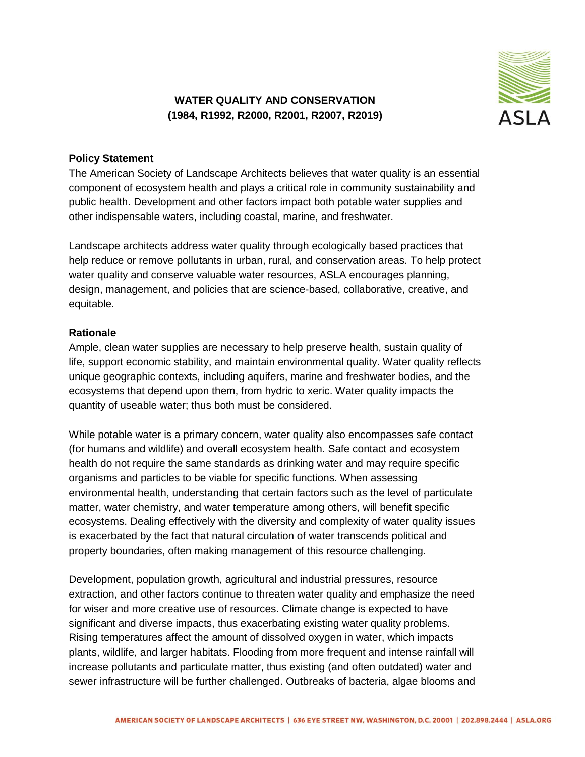# WATER QUALITY AND CONSERVATION (1984, R1992, R2000, R2001, R2007, R2019)

## Policy Statement

The American Society of Landscape Architects believes that water quality is an essential component of ecosystem health and plays a critical role in community sustainability and public health. Development and other factors impact both potable water supplies and other indispensable waters, including coastal, marine, and freshwater.

Landscape architects address water quality through ecologically based practices that help reduce or remove pollutants in urban, rural, and conservation areas. To help protect water quality and conserve valuable water resources, ASLA encourages planning, design, management, and policies that are science-based, collaborative, creative, and equitable.

## Rationale

Ample, clean water supplies are necessary to help preserve health, sustain quality of life, support economic stability, and maintain environmental quality. Water quality reflects unique geographic contexts, including aquifers, marine and freshwater bodies, and the ecosystems that depend upon them, from hydric to xeric. Water quality impacts the quantity of useable water; thus both must be considered.

While potable water is a primary concern, water quality also encompasses safe contact (for humans and wildlife) and overall ecosystem health. Safe contact and ecosystem health do not require the same standards as drinking water and may require specific organisms and particles to be viable for specific functions. When assessing environmental health, understanding that certain factors such as the level of particulate matter, water chemistry, and water temperature among others, will benefit specific ecosystems. Dealing effectively with the diversity and complexity of water quality issues is exacerbated by the fact that natural circulation of water transcends political and property boundaries, often making management of this resource challenging.

Development, population growth, agricultural and industrial pressures, resource extraction, and other factors continue to threaten water quality and emphasize the need for wiser and more creative use of resources. Climate change is expected to have significant and diverse impacts, thus exacerbating existing water quality problems. Rising temperatures affect the amount of dissolved oxygen in water, which impacts plants, wildlife, and larger habitats. Flooding from more frequent and intense rainfall will increase pollutants and particulate matter, thus existing (and often outdated) water and sewer infrastructure will be further challenged. Outbreaks of bacteria, algae blooms and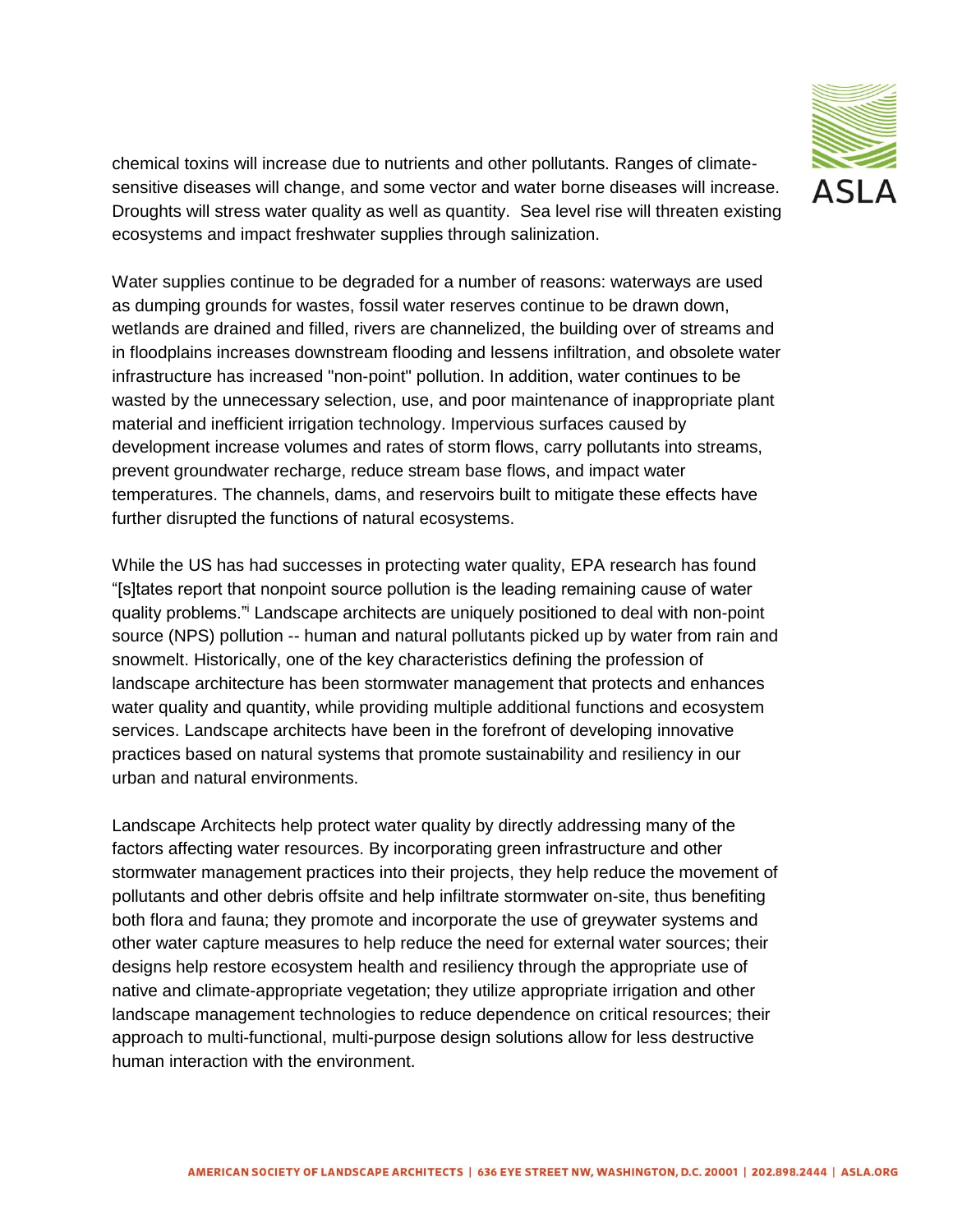chemical toxins will increase due to nutrients and other pollutants. Ranges of climate-sensitive diseases will change, and some vector and water borne diseases will increase. Droughts will stress water quality as well as quantity. Sea level rise will threaten existing ecosystems and impact freshwater supplies through salinization.

Water supplies continue to be degraded for a number of reasons: waterways are used as dumping grounds for wastes, fossil water reserves continue to be drawn down, wetlands are drained and filled, rivers are channelized, the building over of streams and in floodplains increases downstream flooding and lessens infiltration, and obsolete water infrastructure has increased "non-point" pollution. In addition, water continues to be wasted by the unnecessary selection, use, and poor maintenance of inappropriate plant material and inefficient irrigation technology. Impervious surfaces caused by development increase volumes and rates of storm flows, carry pollutants into streams, prevent groundwater recharge, reduce stream base flows, and impact water temperatures. The channels, dams, and reservoirs built to mitigate these effects have further disrupted the functions of natural ecosystems.

While the US has had successes in protecting water quality, EPA research has found "[s]tates report that nonpoint source pollution is the leading remaining cause of water quality problems."[i] Landscape architects are uniquely positioned to deal with non-point source (NPS) pollution -- human and natural pollutants picked up by water from rain and snowmelt. Historically, one of the key characteristics defining the profession of landscape architecture has been stormwater management that protects and enhances water quality and quantity, while providing multiple additional functions and ecosystem services. Landscape architects have been in the forefront of developing innovative practices based on natural systems that promote sustainability and resiliency in our urban and natural environments.

Landscape Architects help protect water quality by directly addressing many of the factors affecting water resources. By incorporating green infrastructure and other stormwater management practices into their projects, they help reduce the movement of pollutants and other debris offsite and help infiltrate stormwater on-site, thus benefiting both flora and fauna; they promote and incorporate the use of greywater systems and other water capture measures to help reduce the need for external water sources; their designs help restore ecosystem health and resiliency through the appropriate use of native and climate-appropriate vegetation; they utilize appropriate irrigation and other landscape management technologies to reduce dependence on critical resources; their approach to multi-functional, multi-purpose design solutions allow for less destructive human interaction with the environment.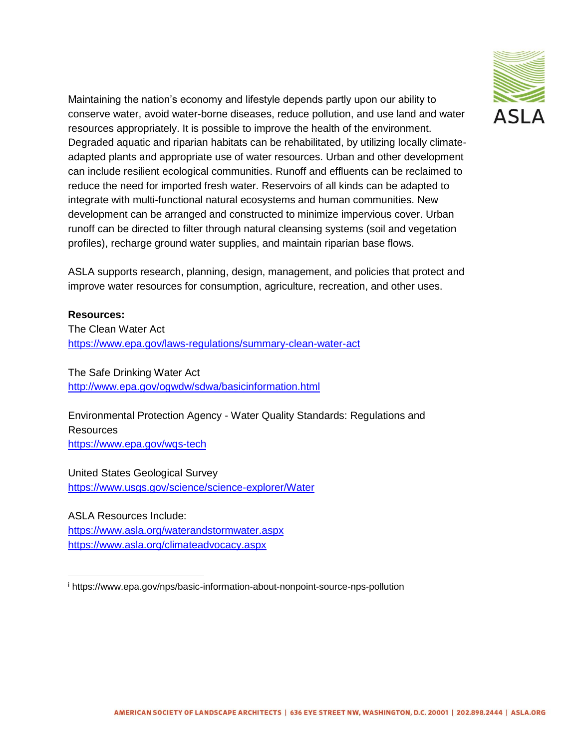Maintaining the nation's economy and lifestyle depends partly upon our ability to conserve water, avoid water-borne diseases, reduce pollution, and use land and water resources appropriately. It is possible to improve the health of the environment. Degraded aquatic and riparian habitats can be rehabilitated, by utilizing locally climate-adapted plants and appropriate use of water resources. Urban and other development can include resilient ecological communities. Runoff and effluents can be reclaimed to reduce the need for imported fresh water. Reservoirs of all kinds can be adapted to integrate with multi-functional natural ecosystems and human communities. New development can be arranged and constructed to minimize impervious cover. Urban runoff can be directed to filter through natural cleansing systems (soil and vegetation profiles), recharge ground water supplies, and maintain riparian base flows.

ASLA supports research, planning, design, management, and policies that protect and improve water resources for consumption, agriculture, recreation, and other uses.

**Resources:**

The Clean Water Act
https://www.epa.gov/laws-regulations/summary-clean-water-act

The Safe Drinking Water Act
http://www.epa.gov/ogwdw/sdwa/basicinformation.html

Environmental Protection Agency - Water Quality Standards: Regulations and Resources
https://www.epa.gov/wqs-tech

United States Geological Survey
https://www.usgs.gov/science/science-explorer/Water

ASLA Resources Include:
https://www.asla.org/waterandstormwater.aspx
https://www.asla.org/climateadvocacy.aspx

---

[i] https://www.epa.gov/nps/basic-information-about-nonpoint-source-nps-pollution